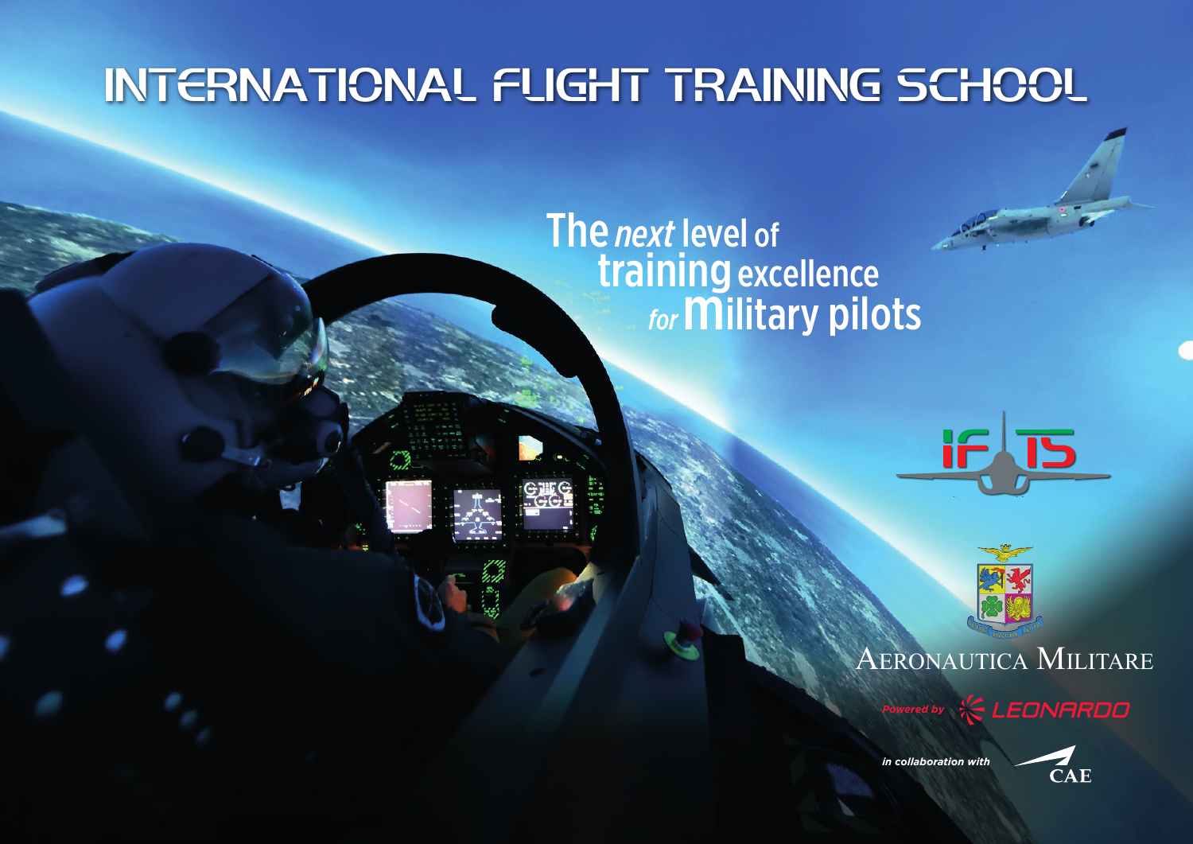# INTERNATIONAL FLIGHT TRAINING SCHOOL

The *next* level of training excellence *for* Military pilots

IFTS

Aeronautica Militare

*Powered by* LEONARDO

*in collaboration with* CAE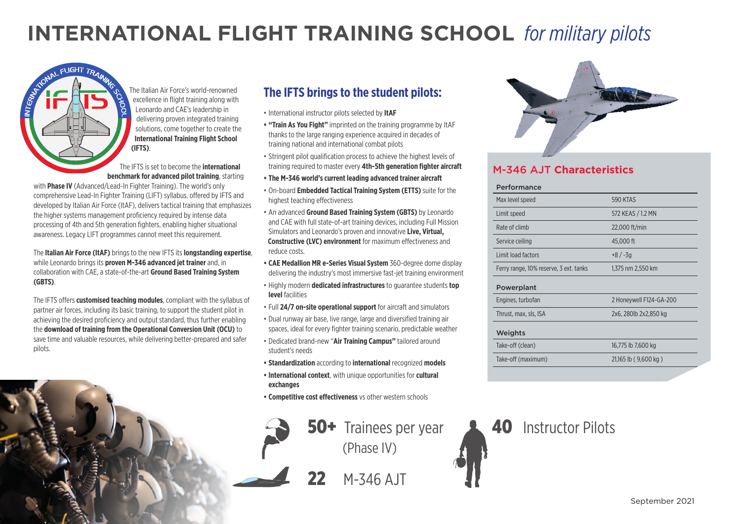# INTERNATIONAL FLIGHT TRAINING SCHOOL *for military pilots*

The Italian Air Force's world-renowned excellence in flight training along with Leonardo and CAE's leadership in delivering proven integrated training solutions, come together to create the **International Training Flight School (IFTS)**.

The IFTS is set to become the **international benchmark for advanced pilot training**, starting with **Phase IV** (Advanced/Lead-In Fighter Training). The world's only comprehensive Lead-In Fighter Training (LIFT) syllabus, offered by IFTS and developed by Italian Air Force (ItAF), delivers tactical training that emphasizes the higher systems management proficiency required by intense data processing of 4th and 5th generation fighters, enabling higher situational awareness. Legacy LIFT programmes cannot meet this requirement.

The **Italian Air Force (ItAF)** brings to the new IFTS its **longstanding expertise**, while Leonardo brings its **proven M-346 advanced jet trainer** and, in collaboration with CAE, a state-of-the-art **Ground Based Training System (GBTS)**.

The IFTS offers **customised teaching modules**, compliant with the syllabus of partner air forces, including its basic training, to support the student pilot in achieving the desired proficiency and output standard, thus further enabling the **download of training from the Operational Conversion Unit (OCU)** to save time and valuable resources, while delivering better-prepared and safer pilots.

## The IFTS brings to the student pilots:

- International instructor pilots selected by **ItAF**
- **"Train As You Fight"** imprinted on the training programme by ItAF thanks to the large ranging experience acquired in decades of training national and international combat pilots
- Stringent pilot qualification process to achieve the highest levels of training required to master every **4th-5th generation fighter aircraft**
- **The M-346 world's current leading advanced trainer aircraft**
- On-board **Embedded Tactical Training System (ETTS)** suite for the highest teaching effectiveness
- An advanced **Ground Based Training System (GBTS)** by Leonardo and CAE with full state-of-art training devices, including Full Mission Simulators and Leonardo's proven and innovative **Live, Virtual, Constructive (LVC) environment** for maximum effectiveness and reduce costs.
- **CAE Medallion MR e-Series Visual System** 360-degree dome display delivering the industry's most immersive fast-jet training environment
- Highly modern **dedicated infrastructures** to guarantee students **top level** facilities
- Full **24/7 on-site operational support** for aircraft and simulators
- Dual runway air base, live range, large and diversified training air spaces, ideal for every fighter training scenario, predictable weather
- Dedicated brand-new "**Air Training Campus"** tailored around student's needs
- **Standardization** according to **international** recognized **models**
- **International context**, with unique opportunities for **cultural exchanges**
- **Competitive cost effectiveness** vs other western schools

## M-346 AJT Characteristics

| Performance | |
|---|---|
| Max level speed | 590 KTAS |
| Limit speed | 572 KEAS / 1.2 MN |
| Rate of climb | 22,000 ft/min |
| Service ceiling | 45,000 ft |
| Limit load factors | +8 / -3g |
| Ferry range, 10% reserve, 3 ext. tanks | 1,375 nm 2,550 km |
| **Powerplant** | |
| Engines, turbofan | 2 Honeywell F124-GA-200 |
| Thrust, max, sls, ISA | 2x6, 280lb 2x2,850 kg |
| **Weights** | |
| Take-off (clean) | 16,775 lb 7,600 kg |
| Take-off (maximum) | 21,165 lb ( 9,600 kg ) |

**50+** Trainees per year (Phase IV)

**22** M-346 AJT

**40** Instructor Pilots

September 2021